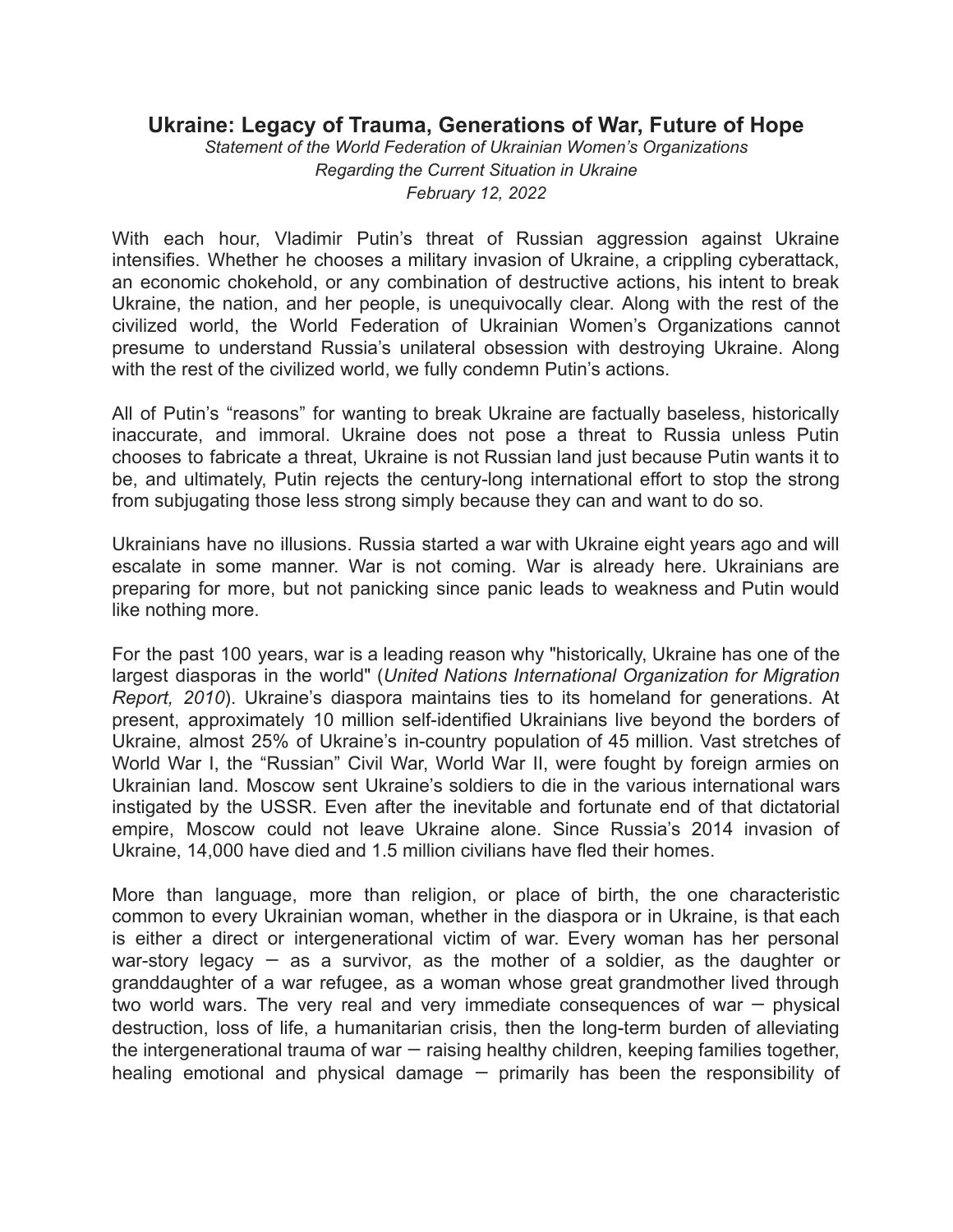# Ukraine: Legacy of Trauma, Generations of War, Future of Hope

*Statement of the World Federation of Ukrainian Women's Organizations*
*Regarding the Current Situation in Ukraine*
*February 12, 2022*

With each hour, Vladimir Putin's threat of Russian aggression against Ukraine intensifies. Whether he chooses a military invasion of Ukraine, a crippling cyberattack, an economic chokehold, or any combination of destructive actions, his intent to break Ukraine, the nation, and her people, is unequivocally clear. Along with the rest of the civilized world, the World Federation of Ukrainian Women's Organizations cannot presume to understand Russia's unilateral obsession with destroying Ukraine. Along with the rest of the civilized world, we fully condemn Putin's actions.

All of Putin's "reasons" for wanting to break Ukraine are factually baseless, historically inaccurate, and immoral. Ukraine does not pose a threat to Russia unless Putin chooses to fabricate a threat, Ukraine is not Russian land just because Putin wants it to be, and ultimately, Putin rejects the century-long international effort to stop the strong from subjugating those less strong simply because they can and want to do so.

Ukrainians have no illusions. Russia started a war with Ukraine eight years ago and will escalate in some manner. War is not coming. War is already here. Ukrainians are preparing for more, but not panicking since panic leads to weakness and Putin would like nothing more.

For the past 100 years, war is a leading reason why "historically, Ukraine has one of the largest diasporas in the world" (*United Nations International Organization for Migration Report, 2010*). Ukraine's diaspora maintains ties to its homeland for generations. At present, approximately 10 million self-identified Ukrainians live beyond the borders of Ukraine, almost 25% of Ukraine's in-country population of 45 million. Vast stretches of World War I, the "Russian" Civil War, World War II, were fought by foreign armies on Ukrainian land. Moscow sent Ukraine's soldiers to die in the various international wars instigated by the USSR. Even after the inevitable and fortunate end of that dictatorial empire, Moscow could not leave Ukraine alone. Since Russia's 2014 invasion of Ukraine, 14,000 have died and 1.5 million civilians have fled their homes.

More than language, more than religion, or place of birth, the one characteristic common to every Ukrainian woman, whether in the diaspora or in Ukraine, is that each is either a direct or intergenerational victim of war. Every woman has her personal war-story legacy – as a survivor, as the mother of a soldier, as the daughter or granddaughter of a war refugee, as a woman whose great grandmother lived through two world wars. The very real and very immediate consequences of war – physical destruction, loss of life, a humanitarian crisis, then the long-term burden of alleviating the intergenerational trauma of war – raising healthy children, keeping families together, healing emotional and physical damage – primarily has been the responsibility of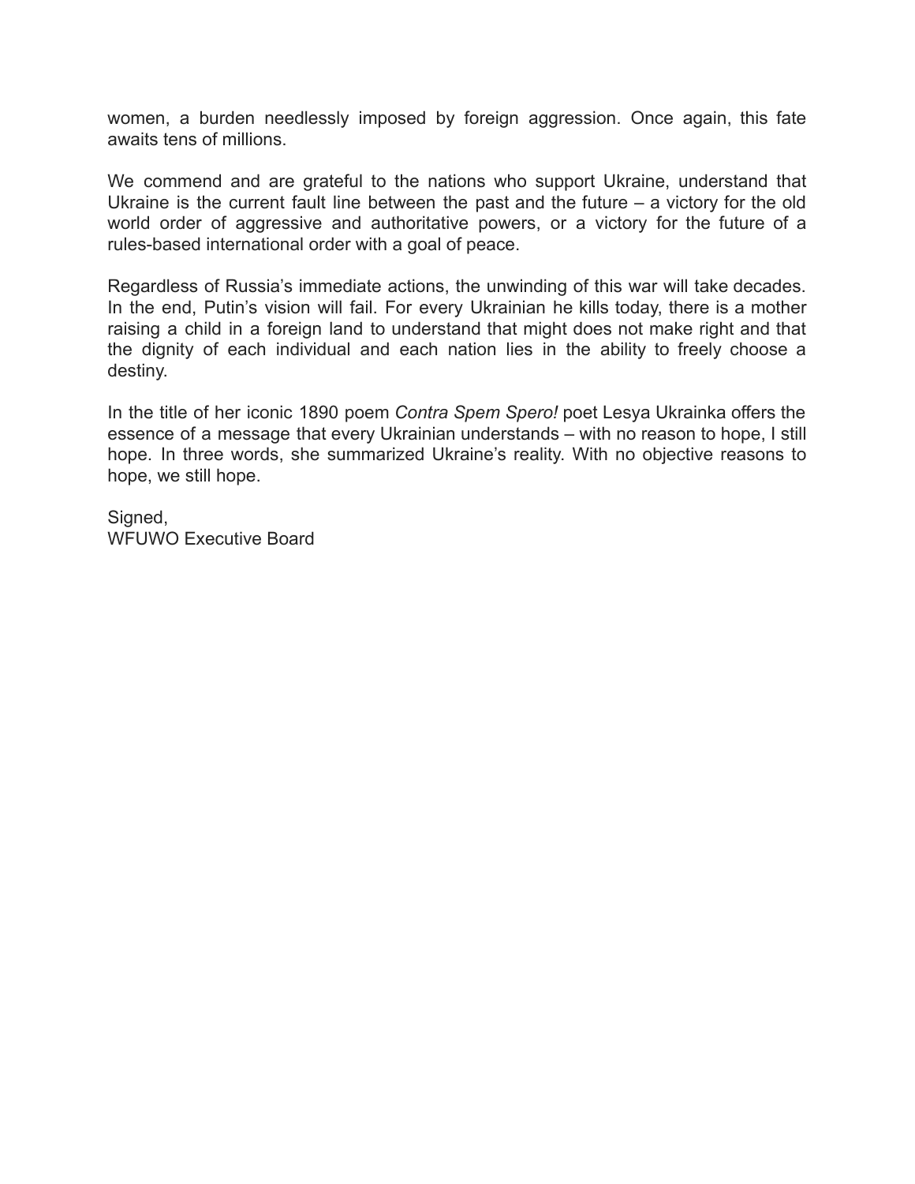women, a burden needlessly imposed by foreign aggression. Once again, this fate awaits tens of millions.

We commend and are grateful to the nations who support Ukraine, understand that Ukraine is the current fault line between the past and the future – a victory for the old world order of aggressive and authoritative powers, or a victory for the future of a rules-based international order with a goal of peace.

Regardless of Russia's immediate actions, the unwinding of this war will take decades. In the end, Putin's vision will fail. For every Ukrainian he kills today, there is a mother raising a child in a foreign land to understand that might does not make right and that the dignity of each individual and each nation lies in the ability to freely choose a destiny.

In the title of her iconic 1890 poem *Contra Spem Spero!* poet Lesya Ukrainka offers the essence of a message that every Ukrainian understands – with no reason to hope, I still hope. In three words, she summarized Ukraine's reality. With no objective reasons to hope, we still hope.

Signed,
WFUWO Executive Board